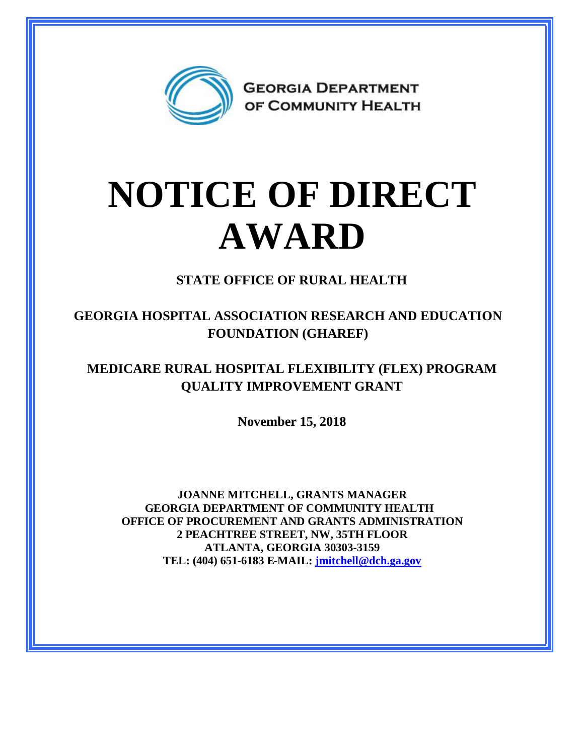GEORGIA DEPARTMENT OF COMMUNITY HEALTH

# NOTICE OF DIRECT AWARD

**STATE OFFICE OF RURAL HEALTH**

**GEORGIA HOSPITAL ASSOCIATION RESEARCH AND EDUCATION FOUNDATION (GHAREF)**

**MEDICARE RURAL HOSPITAL FLEXIBILITY (FLEX) PROGRAM QUALITY IMPROVEMENT GRANT**

**November 15, 2018**

**JOANNE MITCHELL, GRANTS MANAGER**
**GEORGIA DEPARTMENT OF COMMUNITY HEALTH**
**OFFICE OF PROCUREMENT AND GRANTS ADMINISTRATION**
**2 PEACHTREE STREET, NW, 35TH FLOOR**
**ATLANTA, GEORGIA 30303-3159**
**TEL: (404) 651-6183 E-MAIL: jmitchell@dch.ga.gov**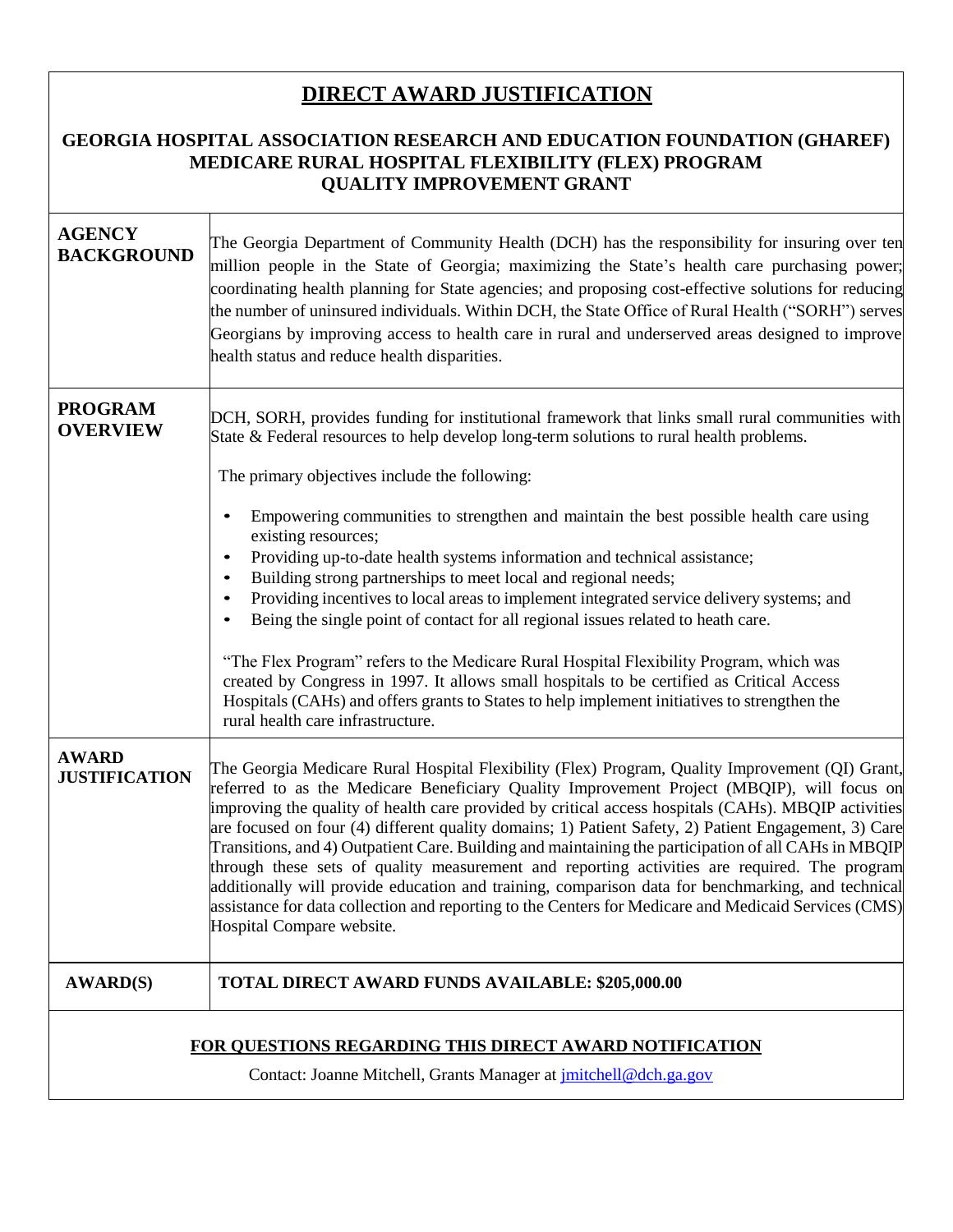# DIRECT AWARD JUSTIFICATION

## GEORGIA HOSPITAL ASSOCIATION RESEARCH AND EDUCATION FOUNDATION (GHAREF) MEDICARE RURAL HOSPITAL FLEXIBILITY (FLEX) PROGRAM QUALITY IMPROVEMENT GRANT

**AGENCY BACKGROUND**

The Georgia Department of Community Health (DCH) has the responsibility for insuring over ten million people in the State of Georgia; maximizing the State's health care purchasing power; coordinating health planning for State agencies; and proposing cost-effective solutions for reducing the number of uninsured individuals. Within DCH, the State Office of Rural Health ("SORH") serves Georgians by improving access to health care in rural and underserved areas designed to improve health status and reduce health disparities.

**PROGRAM OVERVIEW**

DCH, SORH, provides funding for institutional framework that links small rural communities with State & Federal resources to help develop long-term solutions to rural health problems.

The primary objectives include the following:

- Empowering communities to strengthen and maintain the best possible health care using existing resources;
- Providing up-to-date health systems information and technical assistance;
- Building strong partnerships to meet local and regional needs;
- Providing incentives to local areas to implement integrated service delivery systems; and
- Being the single point of contact for all regional issues related to heath care.

"The Flex Program" refers to the Medicare Rural Hospital Flexibility Program, which was created by Congress in 1997. It allows small hospitals to be certified as Critical Access Hospitals (CAHs) and offers grants to States to help implement initiatives to strengthen the rural health care infrastructure.

**AWARD JUSTIFICATION**

The Georgia Medicare Rural Hospital Flexibility (Flex) Program, Quality Improvement (QI) Grant, referred to as the Medicare Beneficiary Quality Improvement Project (MBQIP), will focus on improving the quality of health care provided by critical access hospitals (CAHs). MBQIP activities are focused on four (4) different quality domains; 1) Patient Safety, 2) Patient Engagement, 3) Care Transitions, and 4) Outpatient Care. Building and maintaining the participation of all CAHs in MBQIP through these sets of quality measurement and reporting activities are required. The program additionally will provide education and training, comparison data for benchmarking, and technical assistance for data collection and reporting to the Centers for Medicare and Medicaid Services (CMS) Hospital Compare website.

**AWARD(S)**

**TOTAL DIRECT AWARD FUNDS AVAILABLE: $205,000.00**

**FOR QUESTIONS REGARDING THIS DIRECT AWARD NOTIFICATION**

Contact: Joanne Mitchell, Grants Manager at jmitchell@dch.ga.gov